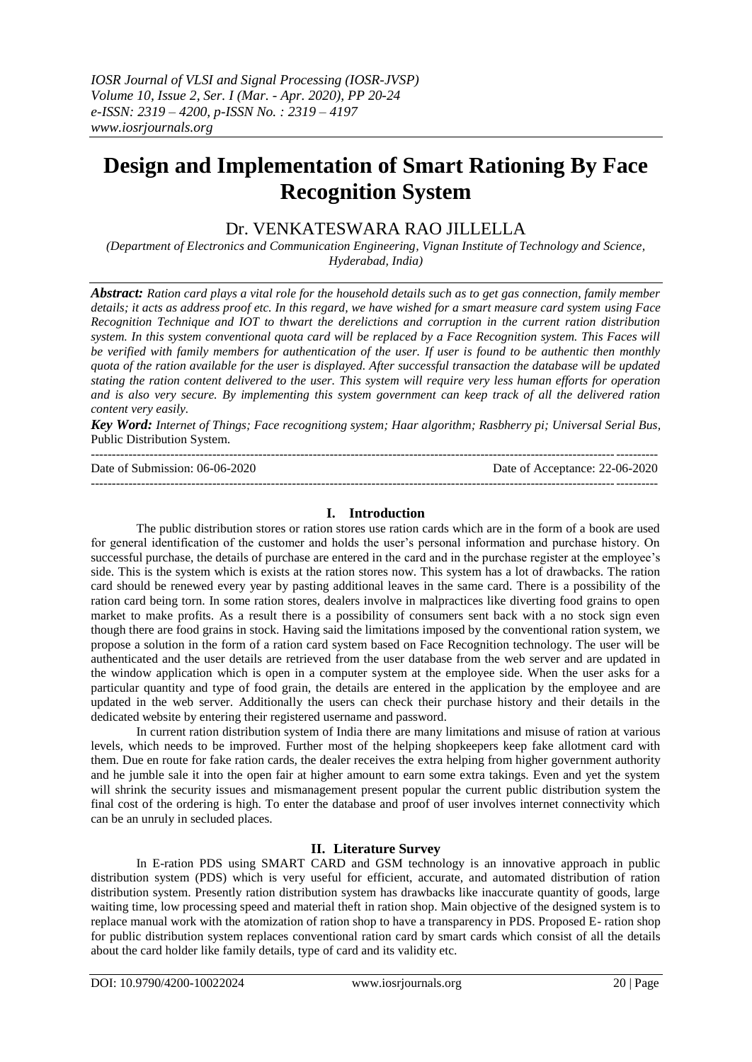# Design and Implementation of Smart Rationing By Face Recognition System

Dr. VENKATESWARA RAO JILLELLA

*(Department of Electronics and Communication Engineering, Vignan Institute of Technology and Science, Hyderabad, India)*

***Abstract:*** *Ration card plays a vital role for the household details such as to get gas connection, family member details; it acts as address proof etc. In this regard, we have wished for a smart measure card system using Face Recognition Technique and IOT to thwart the derelictions and corruption in the current ration distribution system. In this system conventional quota card will be replaced by a Face Recognition system. This Faces will be verified with family members for authentication of the user. If user is found to be authentic then monthly quota of the ration available for the user is displayed. After successful transaction the database will be updated stating the ration content delivered to the user. This system will require very less human efforts for operation and is also very secure. By implementing this system government can keep track of all the delivered ration content very easily.*

***Key Word:*** *Internet of Things; Face recognitiong system; Haar algorithm; Rasbherry pi; Universal Serial Bus,* Public Distribution System.

---

Date of Submission: 06-06-2020 Date of Acceptance: 22-06-2020

---

## I. Introduction

The public distribution stores or ration stores use ration cards which are in the form of a book are used for general identification of the customer and holds the user's personal information and purchase history. On successful purchase, the details of purchase are entered in the card and in the purchase register at the employee's side. This is the system which is exists at the ration stores now. This system has a lot of drawbacks. The ration card should be renewed every year by pasting additional leaves in the same card. There is a possibility of the ration card being torn. In some ration stores, dealers involve in malpractices like diverting food grains to open market to make profits. As a result there is a possibility of consumers sent back with a no stock sign even though there are food grains in stock. Having said the limitations imposed by the conventional ration system, we propose a solution in the form of a ration card system based on Face Recognition technology. The user will be authenticated and the user details are retrieved from the user database from the web server and are updated in the window application which is open in a computer system at the employee side. When the user asks for a particular quantity and type of food grain, the details are entered in the application by the employee and are updated in the web server. Additionally the users can check their purchase history and their details in the dedicated website by entering their registered username and password.

In current ration distribution system of India there are many limitations and misuse of ration at various levels, which needs to be improved. Further most of the helping shopkeepers keep fake allotment card with them. Due en route for fake ration cards, the dealer receives the extra helping from higher government authority and he jumble sale it into the open fair at higher amount to earn some extra takings. Even and yet the system will shrink the security issues and mismanagement present popular the current public distribution system the final cost of the ordering is high. To enter the database and proof of user involves internet connectivity which can be an unruly in secluded places.

## II. Literature Survey

In E-ration PDS using SMART CARD and GSM technology is an innovative approach in public distribution system (PDS) which is very useful for efficient, accurate, and automated distribution of ration distribution system. Presently ration distribution system has drawbacks like inaccurate quantity of goods, large waiting time, low processing speed and material theft in ration shop. Main objective of the designed system is to replace manual work with the atomization of ration shop to have a transparency in PDS. Proposed E- ration shop for public distribution system replaces conventional ration card by smart cards which consist of all the details about the card holder like family details, type of card and its validity etc.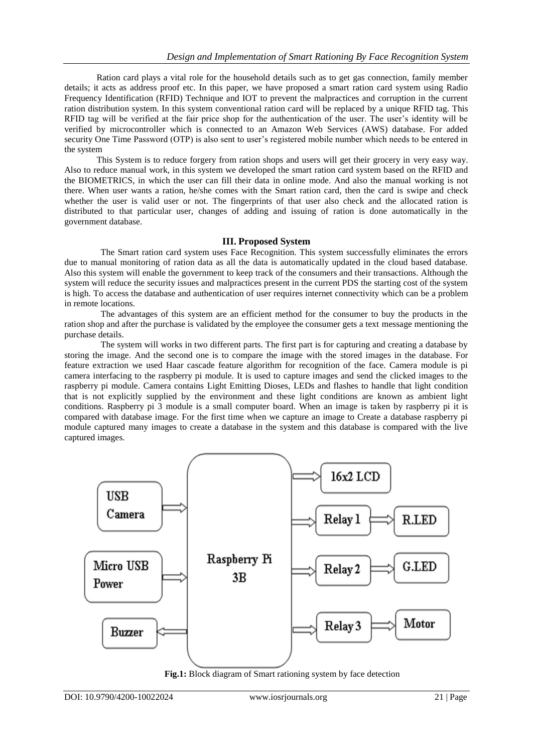Ration card plays a vital role for the household details such as to get gas connection, family member details; it acts as address proof etc. In this paper, we have proposed a smart ration card system using Radio Frequency Identification (RFID) Technique and IOT to prevent the malpractices and corruption in the current ration distribution system. In this system conventional ration card will be replaced by a unique RFID tag. This RFID tag will be verified at the fair price shop for the authentication of the user. The user's identity will be verified by microcontroller which is connected to an Amazon Web Services (AWS) database. For added security One Time Password (OTP) is also sent to user's registered mobile number which needs to be entered in the system

This System is to reduce forgery from ration shops and users will get their grocery in very easy way. Also to reduce manual work, in this system we developed the smart ration card system based on the RFID and the BIOMETRICS, in which the user can fill their data in online mode. And also the manual working is not there. When user wants a ration, he/she comes with the Smart ration card, then the card is swipe and check whether the user is valid user or not. The fingerprints of that user also check and the allocated ration is distributed to that particular user, changes of adding and issuing of ration is done automatically in the government database.

## III. Proposed System

The Smart ration card system uses Face Recognition. This system successfully eliminates the errors due to manual monitoring of ration data as all the data is automatically updated in the cloud based database. Also this system will enable the government to keep track of the consumers and their transactions. Although the system will reduce the security issues and malpractices present in the current PDS the starting cost of the system is high. To access the database and authentication of user requires internet connectivity which can be a problem in remote locations.

The advantages of this system are an efficient method for the consumer to buy the products in the ration shop and after the purchase is validated by the employee the consumer gets a text message mentioning the purchase details.

The system will works in two different parts. The first part is for capturing and creating a database by storing the image. And the second one is to compare the image with the stored images in the database. For feature extraction we used Haar cascade feature algorithm for recognition of the face. Camera module is pi camera interfacing to the raspberry pi module. It is used to capture images and send the clicked images to the raspberry pi module. Camera contains Light Emitting Dioses, LEDs and flashes to handle that light condition that is not explicitly supplied by the environment and these light conditions are known as ambient light conditions. Raspberry pi 3 module is a small computer board. When an image is taken by raspberry pi it is compared with database image. For the first time when we capture an image to Create a database raspberry pi module captured many images to create a database in the system and this database is compared with the live captured images.

USB Camera | Micro USB Power | Buzzer | Raspberry Pi 3B | 16x2 LCD | Relay 1 | R.LED | Relay 2 | G.LED | Relay 3 | Motor

**Fig.1:** Block diagram of Smart rationing system by face detection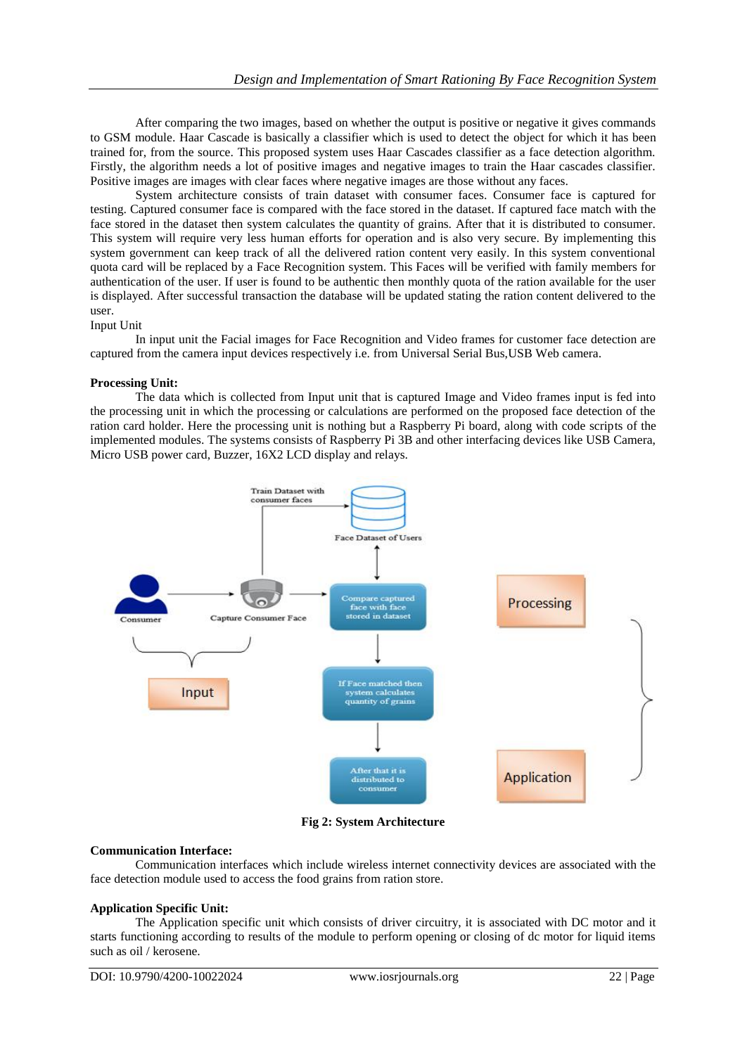After comparing the two images, based on whether the output is positive or negative it gives commands to GSM module. Haar Cascade is basically a classifier which is used to detect the object for which it has been trained for, from the source. This proposed system uses Haar Cascades classifier as a face detection algorithm. Firstly, the algorithm needs a lot of positive images and negative images to train the Haar cascades classifier. Positive images are images with clear faces where negative images are those without any faces.

System architecture consists of train dataset with consumer faces. Consumer face is captured for testing. Captured consumer face is compared with the face stored in the dataset. If captured face match with the face stored in the dataset then system calculates the quantity of grains. After that it is distributed to consumer. This system will require very less human efforts for operation and is also very secure. By implementing this system government can keep track of all the delivered ration content very easily. In this system conventional quota card will be replaced by a Face Recognition system. This Faces will be verified with family members for authentication of the user. If user is found to be authentic then monthly quota of the ration available for the user is displayed. After successful transaction the database will be updated stating the ration content delivered to the user.

Input Unit

In input unit the Facial images for Face Recognition and Video frames for customer face detection are captured from the camera input devices respectively i.e. from Universal Serial Bus,USB Web camera.

**Processing Unit:**

The data which is collected from Input unit that is captured Image and Video frames input is fed into the processing unit in which the processing or calculations are performed on the proposed face detection of the ration card holder. Here the processing unit is nothing but a Raspberry Pi board, along with code scripts of the implemented modules. The systems consists of Raspberry Pi 3B and other interfacing devices like USB Camera, Micro USB power card, Buzzer, 16X2 LCD display and relays.

**Fig 2: System Architecture**

**Communication Interface:**

Communication interfaces which include wireless internet connectivity devices are associated with the face detection module used to access the food grains from ration store.

**Application Specific Unit:**

The Application specific unit which consists of driver circuitry, it is associated with DC motor and it starts functioning according to results of the module to perform opening or closing of dc motor for liquid items such as oil / kerosene.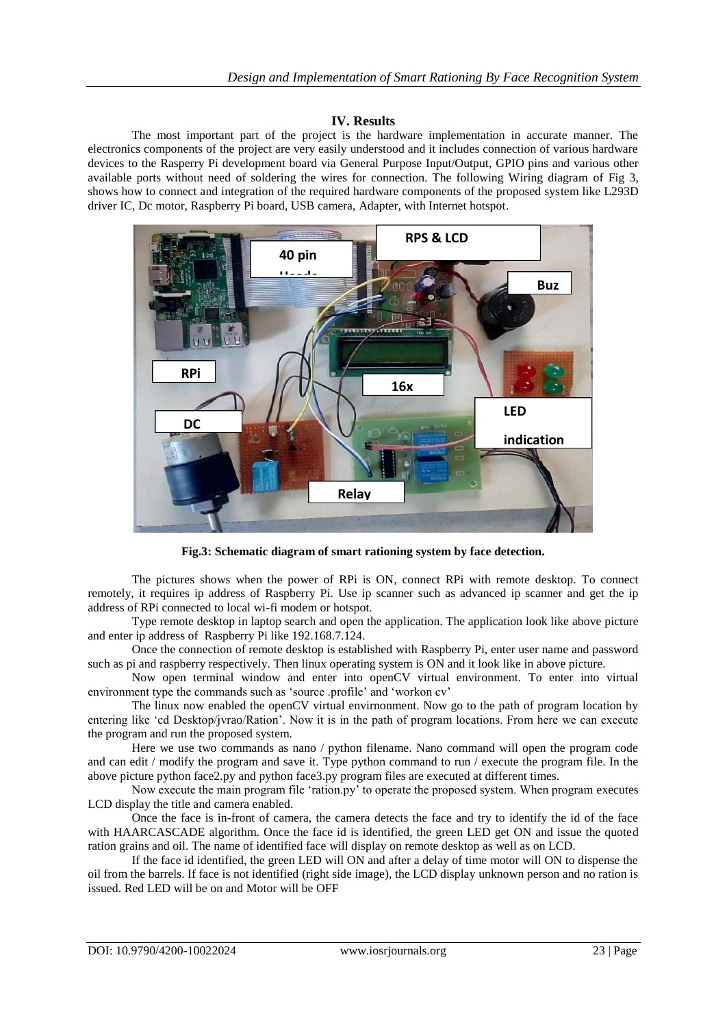## IV. Results

The most important part of the project is the hardware implementation in accurate manner. The electronics components of the project are very easily understood and it includes connection of various hardware devices to the Rasperry Pi development board via General Purpose Input/Output, GPIO pins and various other available ports without need of soldering the wires for connection. The following Wiring diagram of Fig 3, shows how to connect and integration of the required hardware components of the proposed system like L293D driver IC, Dc motor, Raspberry Pi board, USB camera, Adapter, with Internet hotspot.

**Fig.3: Schematic diagram of smart rationing system by face detection.**

The pictures shows when the power of RPi is ON, connect RPi with remote desktop. To connect remotely, it requires ip address of Raspberry Pi. Use ip scanner such as advanced ip scanner and get the ip address of RPi connected to local wi-fi modem or hotspot.

Type remote desktop in laptop search and open the application. The application look like above picture and enter ip address of Raspberry Pi like 192.168.7.124.

Once the connection of remote desktop is established with Raspberry Pi, enter user name and password such as pi and raspberry respectively. Then linux operating system is ON and it look like in above picture.

Now open terminal window and enter into openCV virtual environment. To enter into virtual environment type the commands such as 'source .profile' and 'workon cv'

The linux now enabled the openCV virtual envirnonment. Now go to the path of program location by entering like 'cd Desktop/jvrao/Ration'. Now it is in the path of program locations. From here we can execute the program and run the proposed system.

Here we use two commands as nano / python filename. Nano command will open the program code and can edit / modify the program and save it. Type python command to run / execute the program file. In the above picture python face2.py and python face3.py program files are executed at different times.

Now execute the main program file 'ration.py' to operate the proposed system. When program executes LCD display the title and camera enabled.

Once the face is in-front of camera, the camera detects the face and try to identify the id of the face with HAARCASCADE algorithm. Once the face id is identified, the green LED get ON and issue the quoted ration grains and oil. The name of identified face will display on remote desktop as well as on LCD.

If the face id identified, the green LED will ON and after a delay of time motor will ON to dispense the oil from the barrels. If face is not identified (right side image), the LCD display unknown person and no ration is issued. Red LED will be on and Motor will be OFF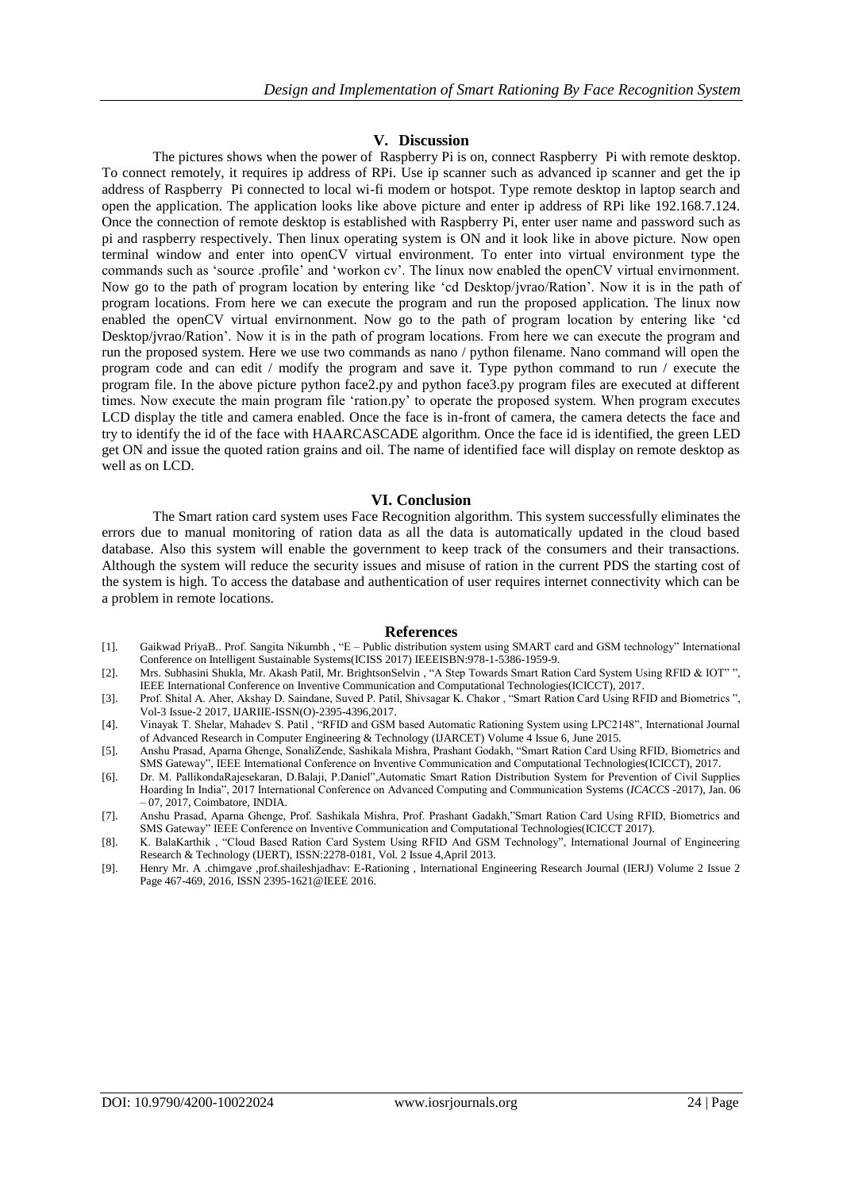## V. Discussion

The pictures shows when the power of Raspberry Pi is on, connect Raspberry Pi with remote desktop. To connect remotely, it requires ip address of RPi. Use ip scanner such as advanced ip scanner and get the ip address of Raspberry Pi connected to local wi-fi modem or hotspot. Type remote desktop in laptop search and open the application. The application looks like above picture and enter ip address of RPi like 192.168.7.124. Once the connection of remote desktop is established with Raspberry Pi, enter user name and password such as pi and raspberry respectively. Then linux operating system is ON and it look like in above picture. Now open terminal window and enter into openCV virtual environment. To enter into virtual environment type the commands such as 'source .profile' and 'workon cv'. The linux now enabled the openCV virtual envirnonment. Now go to the path of program location by entering like 'cd Desktop/jvrao/Ration'. Now it is in the path of program locations. From here we can execute the program and run the proposed application. The linux now enabled the openCV virtual envirnonment. Now go to the path of program location by entering like 'cd Desktop/jvrao/Ration'. Now it is in the path of program locations. From here we can execute the program and run the proposed system. Here we use two commands as nano / python filename. Nano command will open the program code and can edit / modify the program and save it. Type python command to run / execute the program file. In the above picture python face2.py and python face3.py program files are executed at different times. Now execute the main program file 'ration.py' to operate the proposed system. When program executes LCD display the title and camera enabled. Once the face is in-front of camera, the camera detects the face and try to identify the id of the face with HAARCASCADE algorithm. Once the face id is identified, the green LED get ON and issue the quoted ration grains and oil. The name of identified face will display on remote desktop as well as on LCD.

## VI. Conclusion

The Smart ration card system uses Face Recognition algorithm. This system successfully eliminates the errors due to manual monitoring of ration data as all the data is automatically updated in the cloud based database. Also this system will enable the government to keep track of the consumers and their transactions. Although the system will reduce the security issues and misuse of ration in the current PDS the starting cost of the system is high. To access the database and authentication of user requires internet connectivity which can be a problem in remote locations.

## References

[1]. Gaikwad PriyaB.. Prof. Sangita Nikumbh , "E – Public distribution system using SMART card and GSM technology" International Conference on Intelligent Sustainable Systems(ICISS 2017) IEEEISBN:978-1-5386-1959-9.

[2]. Mrs. Subhasini Shukla, Mr. Akash Patil, Mr. BrightsonSelvin , "A Step Towards Smart Ration Card System Using RFID & IOT" ", IEEE International Conference on Inventive Communication and Computational Technologies(ICICCT), 2017.

[3]. Prof. Shital A. Aher, Akshay D. Saindane, Suved P. Patil, Shivsagar K. Chakor , "Smart Ration Card Using RFID and Biometrics ", Vol-3 Issue-2 2017, IJARIIE-ISSN(O)-2395-4396,2017.

[4]. Vinayak T. Shelar, Mahadev S. Patil , "RFID and GSM based Automatic Rationing System using LPC2148", International Journal of Advanced Research in Computer Engineering & Technology (IJARCET) Volume 4 Issue 6, June 2015.

[5]. Anshu Prasad, Aparna Ghenge, SonaliZende, Sashikala Mishra, Prashant Godakh, "Smart Ration Card Using RFID, Biometrics and SMS Gateway", IEEE International Conference on Inventive Communication and Computational Technologies(ICICCT), 2017.

[6]. Dr. M. PallikondaRajesekaran, D.Balaji, P.Daniel",Automatic Smart Ration Distribution System for Prevention of Civil Supplies Hoarding In India", 2017 International Conference on Advanced Computing and Communication Systems (*ICACCS* -2017), Jan. 06 – 07, 2017, Coimbatore, INDIA.

[7]. Anshu Prasad, Aparna Ghenge, Prof. Sashikala Mishra, Prof. Prashant Gadakh,"Smart Ration Card Using RFID, Biometrics and SMS Gateway" IEEE Conference on Inventive Communication and Computational Technologies(ICICCT 2017).

[8]. K. BalaKarthik , "Cloud Based Ration Card System Using RFID And GSM Technology", International Journal of Engineering Research & Technology (IJERT), ISSN:2278-0181, Vol. 2 Issue 4,April 2013.

[9]. Henry Mr. A .chimgave ,prof.shaileshjadhav: E-Rationing , International Engineering Research Journal (IERJ) Volume 2 Issue 2 Page 467-469, 2016, ISSN 2395-1621@IEEE 2016.